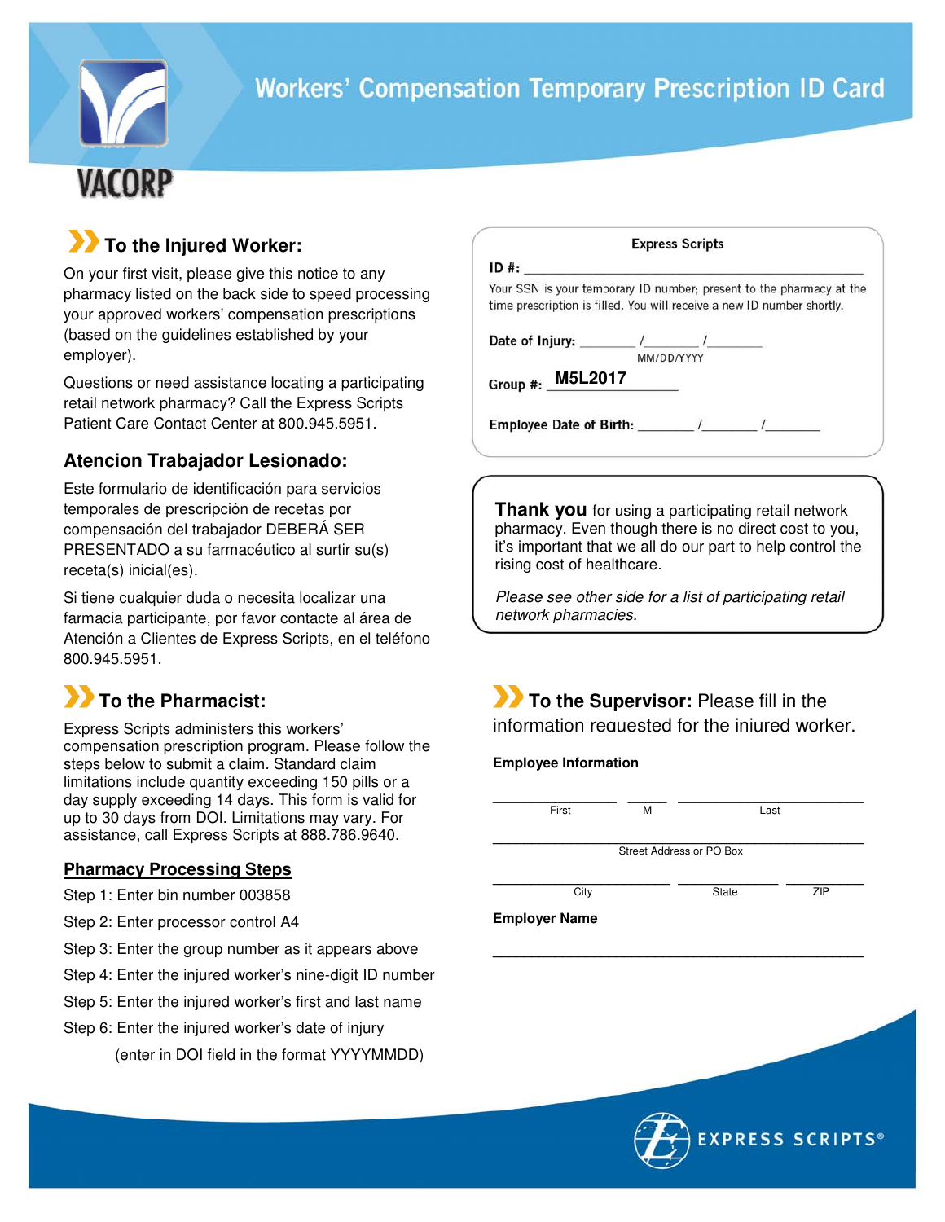VACORP

# Workers' Compensation Temporary Prescription ID Card

## To the Injured Worker:

On your first visit, please give this notice to any pharmacy listed on the back side to speed processing your approved workers' compensation prescriptions (based on the guidelines established by your employer).

Questions or need assistance locating a participating retail network pharmacy? Call the Express Scripts Patient Care Contact Center at 800.945.5951.

## Atencion Trabajador Lesionado:

Este formulario de identificación para servicios temporales de prescripción de recetas por compensación del trabajador DEBERÁ SER PRESENTADO a su farmacéutico al surtir su(s) receta(s) inicial(es).

Si tiene cualquier duda o necesita localizar una farmacia participante, por favor contacte al área de Atención a Clientes de Express Scripts, en el teléfono 800.945.5951.

## To the Pharmacist:

Express Scripts administers this workers' compensation prescription program. Please follow the steps below to submit a claim. Standard claim limitations include quantity exceeding 150 pills or a day supply exceeding 14 days. This form is valid for up to 30 days from DOI. Limitations may vary. For assistance, call Express Scripts at 888.786.9640.

### Pharmacy Processing Steps

Step 1: Enter bin number 003858

Step 2: Enter processor control A4

Step 3: Enter the group number as it appears above

Step 4: Enter the injured worker's nine-digit ID number

Step 5: Enter the injured worker's first and last name

Step 6: Enter the injured worker's date of injury (enter in DOI field in the format YYYYMMDD)

---

**Express Scripts**

**ID #:** ______________________________

Your SSN is your temporary ID number; present to the pharmacy at the time prescription is filled. You will receive a new ID number shortly.

**Date of Injury:** ________ /________ /________ (MM/DD/YYYY)

**Group #:** M5L2017

**Employee Date of Birth:** ________ /________ /________

---

**Thank you** for using a participating retail network pharmacy. Even though there is no direct cost to you, it's important that we all do our part to help control the rising cost of healthcare.

*Please see other side for a list of participating retail network pharmacies.*

---

## To the Supervisor: Please fill in the information requested for the injured worker.

**Employee Information**

________________ ______ ________________________

First M Last

______________________________________________

Street Address or PO Box

________________ ____________ ________

City State ZIP

**Employer Name**

______________________________________________

EXPRESS SCRIPTS®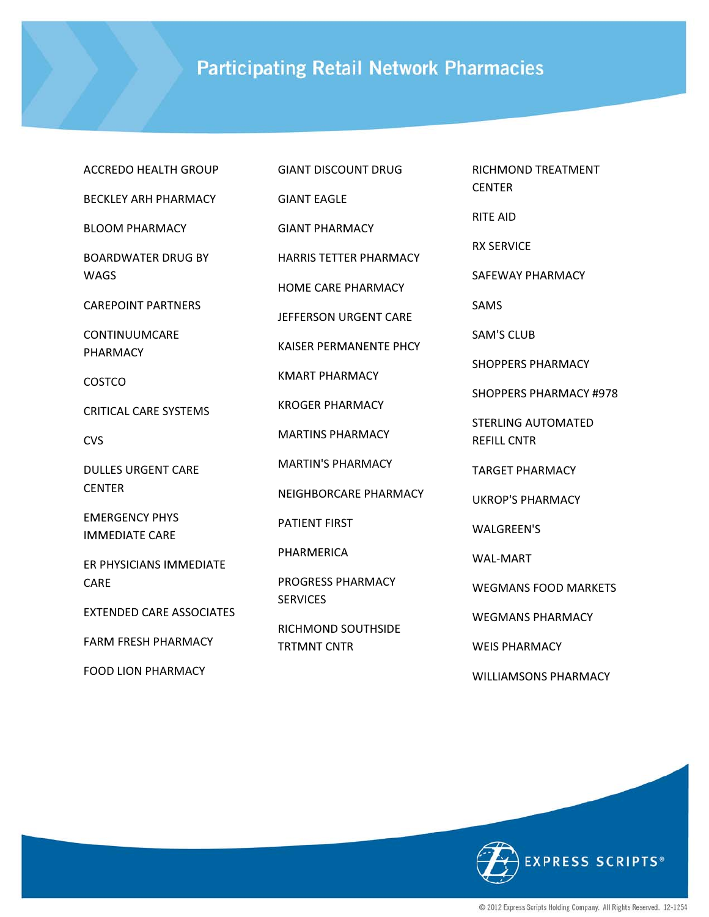# Participating Retail Network Pharmacies

- ACCREDO HEALTH GROUP
- BECKLEY ARH PHARMACY
- BLOOM PHARMACY
- BOARDWATER DRUG BY WAGS
- CAREPOINT PARTNERS
- CONTINUUMCARE PHARMACY
- COSTCO
- CRITICAL CARE SYSTEMS
- CVS
- DULLES URGENT CARE CENTER
- EMERGENCY PHYS IMMEDIATE CARE
- ER PHYSICIANS IMMEDIATE CARE
- EXTENDED CARE ASSOCIATES
- FARM FRESH PHARMACY
- FOOD LION PHARMACY
- GIANT DISCOUNT DRUG
- GIANT EAGLE
- GIANT PHARMACY
- HARRIS TETTER PHARMACY
- HOME CARE PHARMACY
- JEFFERSON URGENT CARE
- KAISER PERMANENTE PHCY
- KMART PHARMACY
- KROGER PHARMACY
- MARTINS PHARMACY
- MARTIN'S PHARMACY
- NEIGHBORCARE PHARMACY
- PATIENT FIRST
- PHARMERICA
- PROGRESS PHARMACY SERVICES
- RICHMOND SOUTHSIDE TRTMNT CNTR
- RICHMOND TREATMENT CENTER
- RITE AID
- RX SERVICE
- SAFEWAY PHARMACY
- SAMS
- SAM'S CLUB
- SHOPPERS PHARMACY
- SHOPPERS PHARMACY #978
- STERLING AUTOMATED REFILL CNTR
- TARGET PHARMACY
- UKROP'S PHARMACY
- WALGREEN'S
- WAL-MART
- WEGMANS FOOD MARKETS
- WEGMANS PHARMACY
- WEIS PHARMACY
- WILLIAMSONS PHARMACY

EXPRESS SCRIPTS®

© 2012 Express Scripts Holding Company. All Rights Reserved. 12-1254